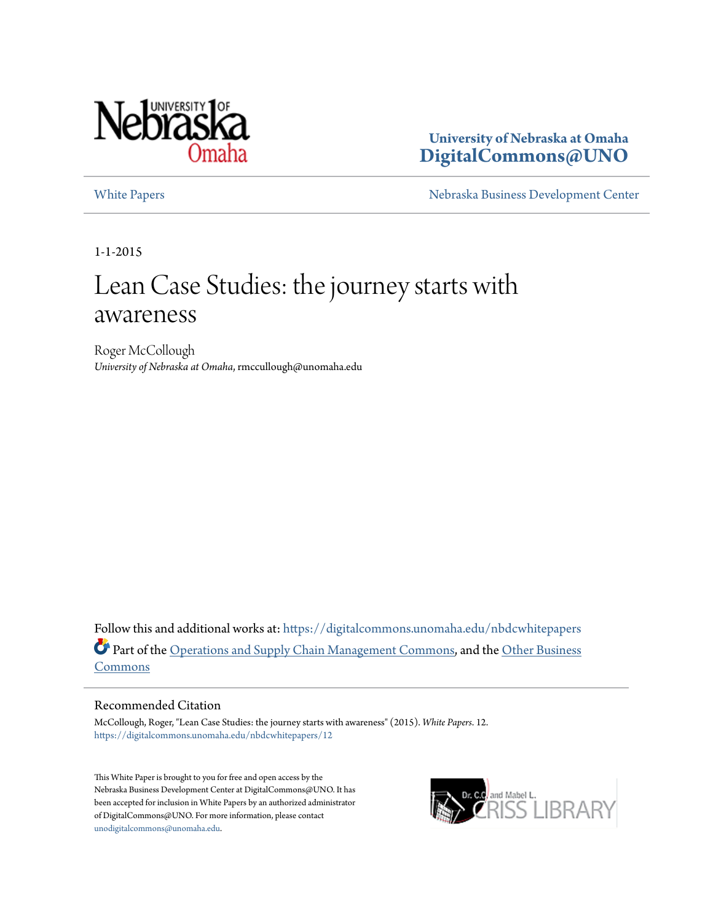University of Nebraska at Omaha
**DigitalCommons@UNO**

White Papers | Nebraska Business Development Center

1-1-2015

# Lean Case Studies: the journey starts with awareness

Roger McCollough
*University of Nebraska at Omaha*, rmccullough@unomaha.edu

Follow this and additional works at: https://digitalcommons.unomaha.edu/nbdcwhitepapers

Part of the Operations and Supply Chain Management Commons, and the Other Business Commons

## Recommended Citation

McCollough, Roger, "Lean Case Studies: the journey starts with awareness" (2015). *White Papers*. 12.
https://digitalcommons.unomaha.edu/nbdcwhitepapers/12

This White Paper is brought to you for free and open access by the Nebraska Business Development Center at DigitalCommons@UNO. It has been accepted for inclusion in White Papers by an authorized administrator of DigitalCommons@UNO. For more information, please contact unodigitalcommons@unomaha.edu.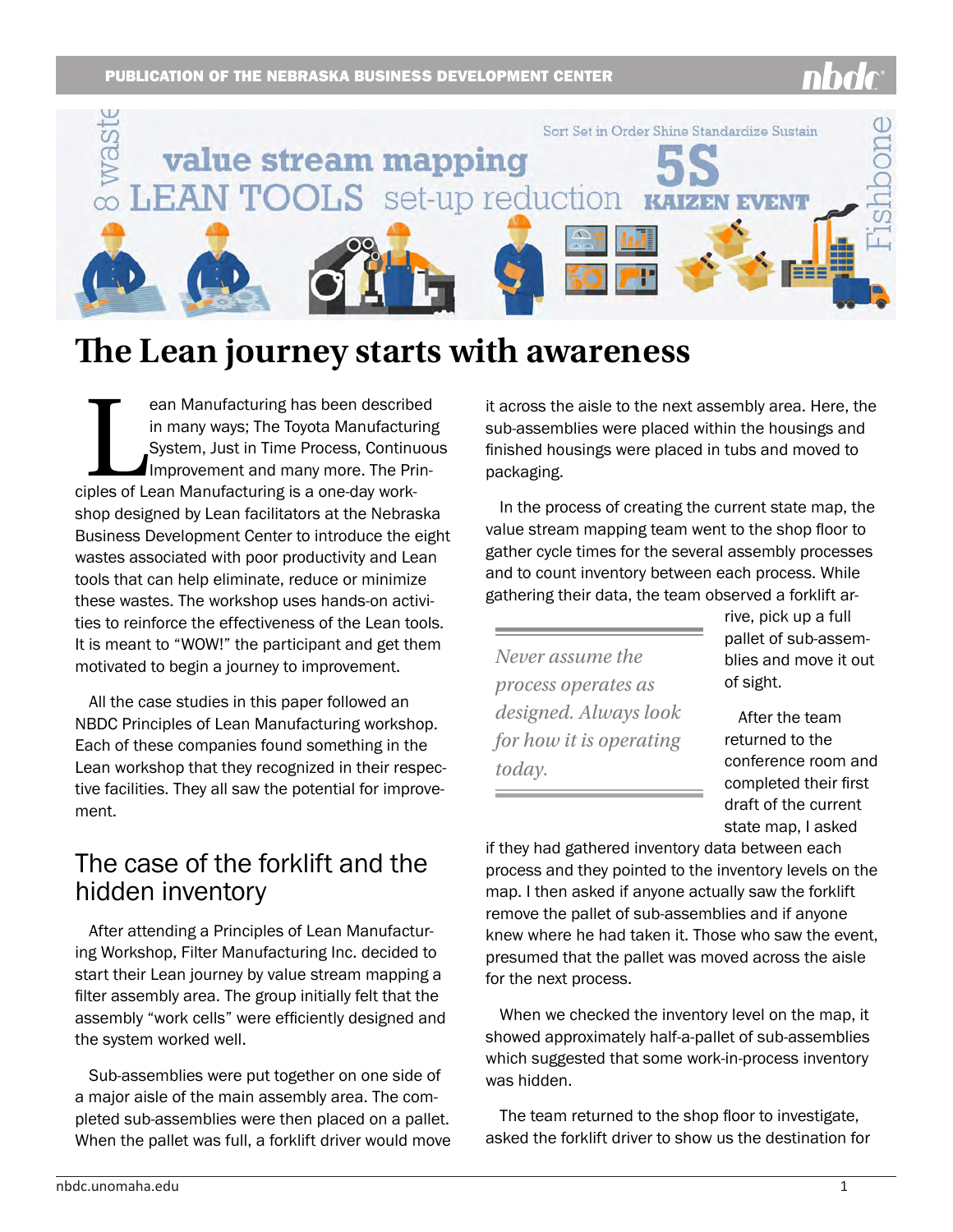# The Lean journey starts with awareness

Lean Manufacturing has been described in many ways; The Toyota Manufacturing System, Just in Time Process, Continuous Improvement and many more. The Principles of Lean Manufacturing is a one-day workshop designed by Lean facilitators at the Nebraska Business Development Center to introduce the eight wastes associated with poor productivity and Lean tools that can help eliminate, reduce or minimize these wastes. The workshop uses hands-on activities to reinforce the effectiveness of the Lean tools. It is meant to "WOW!" the participant and get them motivated to begin a journey to improvement.

All the case studies in this paper followed an NBDC Principles of Lean Manufacturing workshop. Each of these companies found something in the Lean workshop that they recognized in their respective facilities. They all saw the potential for improvement.

## The case of the forklift and the hidden inventory

After attending a Principles of Lean Manufacturing Workshop, Filter Manufacturing Inc. decided to start their Lean journey by value stream mapping a filter assembly area. The group initially felt that the assembly "work cells" were efficiently designed and the system worked well.

Sub-assemblies were put together on one side of a major aisle of the main assembly area. The completed sub-assemblies were then placed on a pallet. When the pallet was full, a forklift driver would move it across the aisle to the next assembly area. Here, the sub-assemblies were placed within the housings and finished housings were placed in tubs and moved to packaging.

In the process of creating the current state map, the value stream mapping team went to the shop floor to gather cycle times for the several assembly processes and to count inventory between each process. While gathering their data, the team observed a forklift arrive, pick up a full pallet of sub-assemblies and move it out of sight.

*Never assume the process operates as designed. Always look for how it is operating today.*

After the team returned to the conference room and completed their first draft of the current state map, I asked if they had gathered inventory data between each process and they pointed to the inventory levels on the map. I then asked if anyone actually saw the forklift remove the pallet of sub-assemblies and if anyone knew where he had taken it. Those who saw the event, presumed that the pallet was moved across the aisle for the next process.

When we checked the inventory level on the map, it showed approximately half-a-pallet of sub-assemblies which suggested that some work-in-process inventory was hidden.

The team returned to the shop floor to investigate, asked the forklift driver to show us the destination for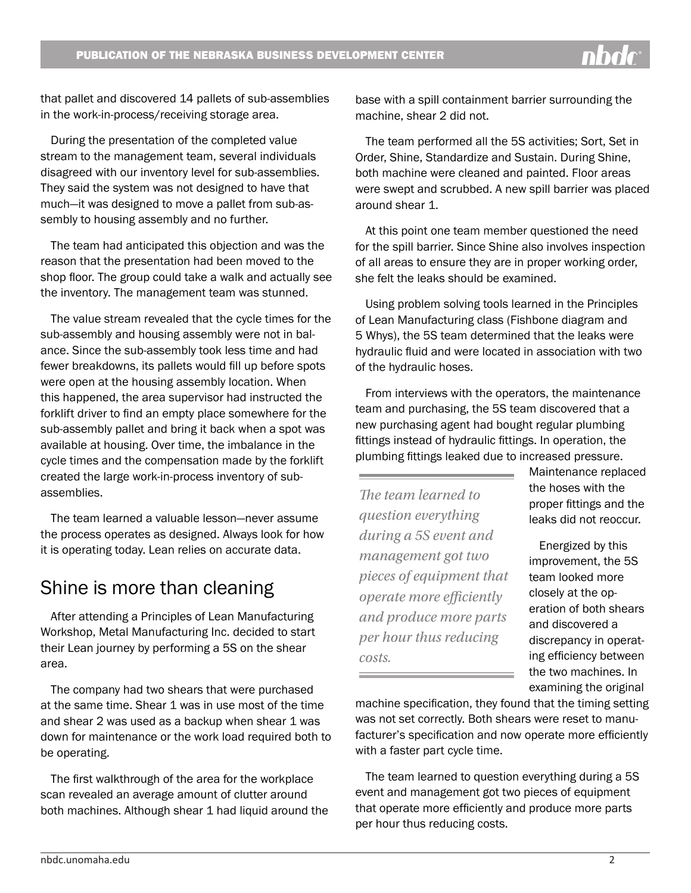that pallet and discovered 14 pallets of sub-assemblies in the work-in-process/receiving storage area.

During the presentation of the completed value stream to the management team, several individuals disagreed with our inventory level for sub-assemblies. They said the system was not designed to have that much—it was designed to move a pallet from sub-assembly to housing assembly and no further.

The team had anticipated this objection and was the reason that the presentation had been moved to the shop floor. The group could take a walk and actually see the inventory. The management team was stunned.

The value stream revealed that the cycle times for the sub-assembly and housing assembly were not in balance. Since the sub-assembly took less time and had fewer breakdowns, its pallets would fill up before spots were open at the housing assembly location. When this happened, the area supervisor had instructed the forklift driver to find an empty place somewhere for the sub-assembly pallet and bring it back when a spot was available at housing. Over time, the imbalance in the cycle times and the compensation made by the forklift created the large work-in-process inventory of sub-assemblies.

The team learned a valuable lesson—never assume the process operates as designed. Always look for how it is operating today. Lean relies on accurate data.

## Shine is more than cleaning

After attending a Principles of Lean Manufacturing Workshop, Metal Manufacturing Inc. decided to start their Lean journey by performing a 5S on the shear area.

The company had two shears that were purchased at the same time. Shear 1 was in use most of the time and shear 2 was used as a backup when shear 1 was down for maintenance or the work load required both to be operating.

The first walkthrough of the area for the workplace scan revealed an average amount of clutter around both machines. Although shear 1 had liquid around the base with a spill containment barrier surrounding the machine, shear 2 did not.

The team performed all the 5S activities; Sort, Set in Order, Shine, Standardize and Sustain. During Shine, both machine were cleaned and painted. Floor areas were swept and scrubbed. A new spill barrier was placed around shear 1.

At this point one team member questioned the need for the spill barrier. Since Shine also involves inspection of all areas to ensure they are in proper working order, she felt the leaks should be examined.

Using problem solving tools learned in the Principles of Lean Manufacturing class (Fishbone diagram and 5 Whys), the 5S team determined that the leaks were hydraulic fluid and were located in association with two of the hydraulic hoses.

From interviews with the operators, the maintenance team and purchasing, the 5S team discovered that a new purchasing agent had bought regular plumbing fittings instead of hydraulic fittings. In operation, the plumbing fittings leaked due to increased pressure. Maintenance replaced the hoses with the proper fittings and the leaks did not reoccur.

*The team learned to question everything during a 5S event and management got two pieces of equipment that operate more efficiently and produce more parts per hour thus reducing costs.*

Energized by this improvement, the 5S team looked more closely at the operation of both shears and discovered a discrepancy in operating efficiency between the two machines. In examining the original machine specification, they found that the timing setting was not set correctly. Both shears were reset to manufacturer's specification and now operate more efficiently with a faster part cycle time.

The team learned to question everything during a 5S event and management got two pieces of equipment that operate more efficiently and produce more parts per hour thus reducing costs.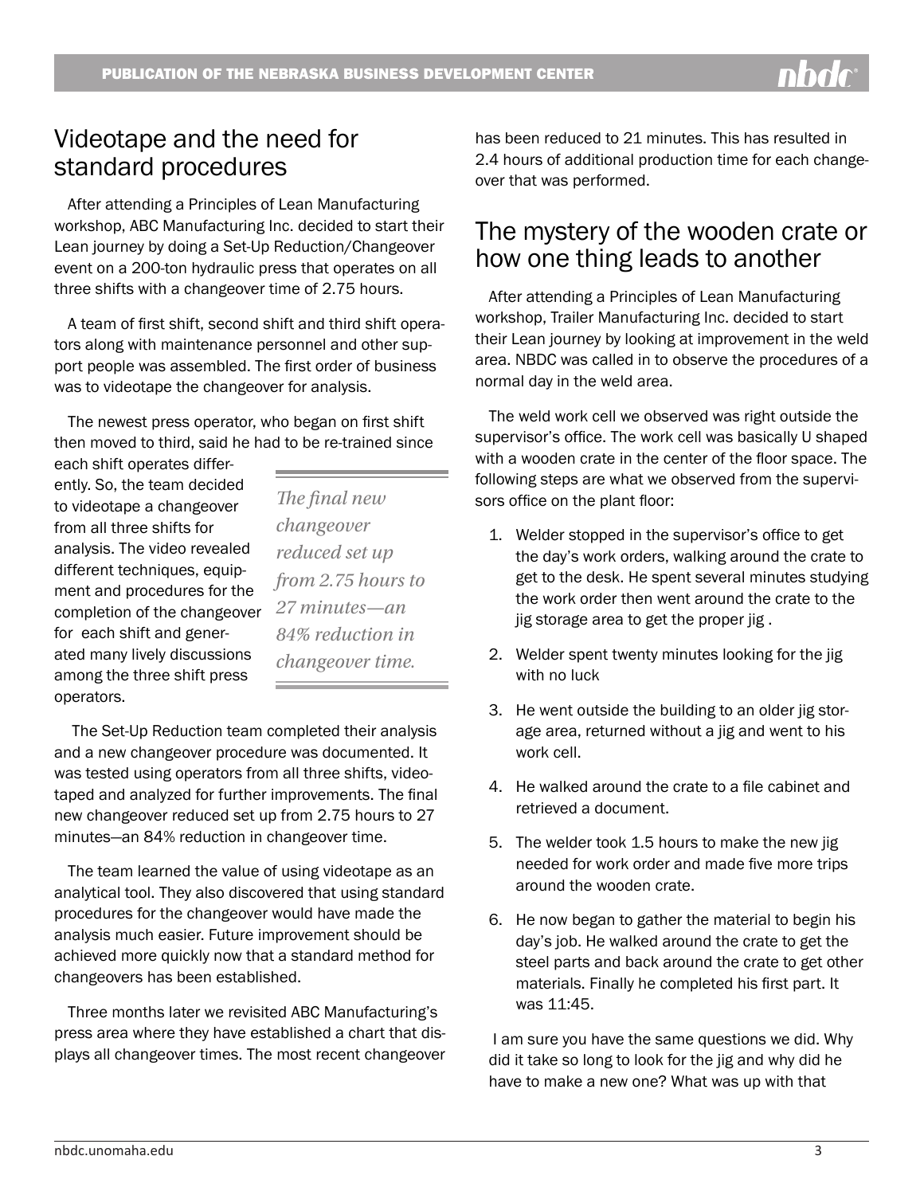## Videotape and the need for standard procedures

After attending a Principles of Lean Manufacturing workshop, ABC Manufacturing Inc. decided to start their Lean journey by doing a Set-Up Reduction/Changeover event on a 200-ton hydraulic press that operates on all three shifts with a changeover time of 2.75 hours.

A team of first shift, second shift and third shift operators along with maintenance personnel and other support people was assembled. The first order of business was to videotape the changeover for analysis.

The newest press operator, who began on first shift then moved to third, said he had to be re-trained since each shift operates differently. So, the team decided to videotape a changeover from all three shifts for analysis. The video revealed different techniques, equipment and procedures for the completion of the changeover for each shift and generated many lively discussions among the three shift press operators.

> *The final new changeover reduced set up from 2.75 hours to 27 minutes—an 84% reduction in changeover time.*

The Set-Up Reduction team completed their analysis and a new changeover procedure was documented. It was tested using operators from all three shifts, videotaped and analyzed for further improvements. The final new changeover reduced set up from 2.75 hours to 27 minutes—an 84% reduction in changeover time.

The team learned the value of using videotape as an analytical tool. They also discovered that using standard procedures for the changeover would have made the analysis much easier. Future improvement should be achieved more quickly now that a standard method for changeovers has been established.

Three months later we revisited ABC Manufacturing's press area where they have established a chart that displays all changeover times. The most recent changeover has been reduced to 21 minutes. This has resulted in 2.4 hours of additional production time for each changeover that was performed.

## The mystery of the wooden crate or how one thing leads to another

After attending a Principles of Lean Manufacturing workshop, Trailer Manufacturing Inc. decided to start their Lean journey by looking at improvement in the weld area. NBDC was called in to observe the procedures of a normal day in the weld area.

The weld work cell we observed was right outside the supervisor's office. The work cell was basically U shaped with a wooden crate in the center of the floor space. The following steps are what we observed from the supervisors office on the plant floor:

1. Welder stopped in the supervisor's office to get the day's work orders, walking around the crate to get to the desk. He spent several minutes studying the work order then went around the crate to the jig storage area to get the proper jig .
2. Welder spent twenty minutes looking for the jig with no luck
3. He went outside the building to an older jig storage area, returned without a jig and went to his work cell.
4. He walked around the crate to a file cabinet and retrieved a document.
5. The welder took 1.5 hours to make the new jig needed for work order and made five more trips around the wooden crate.
6. He now began to gather the material to begin his day's job. He walked around the crate to get the steel parts and back around the crate to get other materials. Finally he completed his first part. It was 11:45.

I am sure you have the same questions we did. Why did it take so long to look for the jig and why did he have to make a new one? What was up with that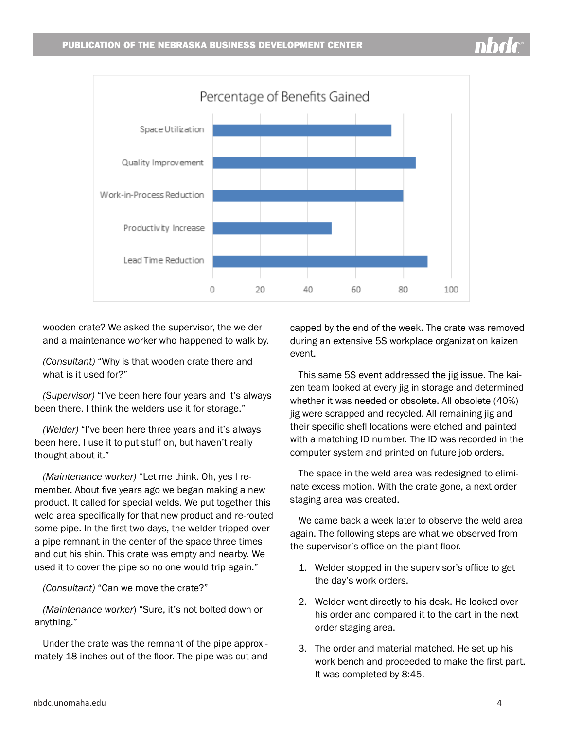**Percentage of Benefits Gained**

| Benefit | Percentage (approx., read from chart) |
| --- | --- |
| Space Utilization | ~75 |
| Quality Improvement | ~85 |
| Work-in-Process Reduction | ~80 |
| Productivity Increase | ~50 |
| Lead Time Reduction | ~90 |

wooden crate? We asked the supervisor, the welder and a maintenance worker who happened to walk by.

*(Consultant)* "Why is that wooden crate there and what is it used for?"

*(Supervisor)* "I've been here four years and it's always been there. I think the welders use it for storage."

*(Welder)* "I've been here three years and it's always been here. I use it to put stuff on, but haven't really thought about it."

*(Maintenance worker)* "Let me think. Oh, yes I remember. About five years ago we began making a new product. It called for special welds. We put together this weld area specifically for that new product and re-routed some pipe. In the first two days, the welder tripped over a pipe remnant in the center of the space three times and cut his shin. This crate was empty and nearby. We used it to cover the pipe so no one would trip again."

*(Consultant)* "Can we move the crate?"

*(Maintenance worker)* "Sure, it's not bolted down or anything."

Under the crate was the remnant of the pipe approximately 18 inches out of the floor. The pipe was cut and capped by the end of the week. The crate was removed during an extensive 5S workplace organization kaizen event.

This same 5S event addressed the jig issue. The kaizen team looked at every jig in storage and determined whether it was needed or obsolete. All obsolete (40%) jig were scrapped and recycled. All remaining jig and their specific shefl locations were etched and painted with a matching ID number. The ID was recorded in the computer system and printed on future job orders.

The space in the weld area was redesigned to eliminate excess motion. With the crate gone, a next order staging area was created.

We came back a week later to observe the weld area again. The following steps are what we observed from the supervisor's office on the plant floor.

1. Welder stopped in the supervisor's office to get the day's work orders.
2. Welder went directly to his desk. He looked over his order and compared it to the cart in the next order staging area.
3. The order and material matched. He set up his work bench and proceeded to make the first part. It was completed by 8:45.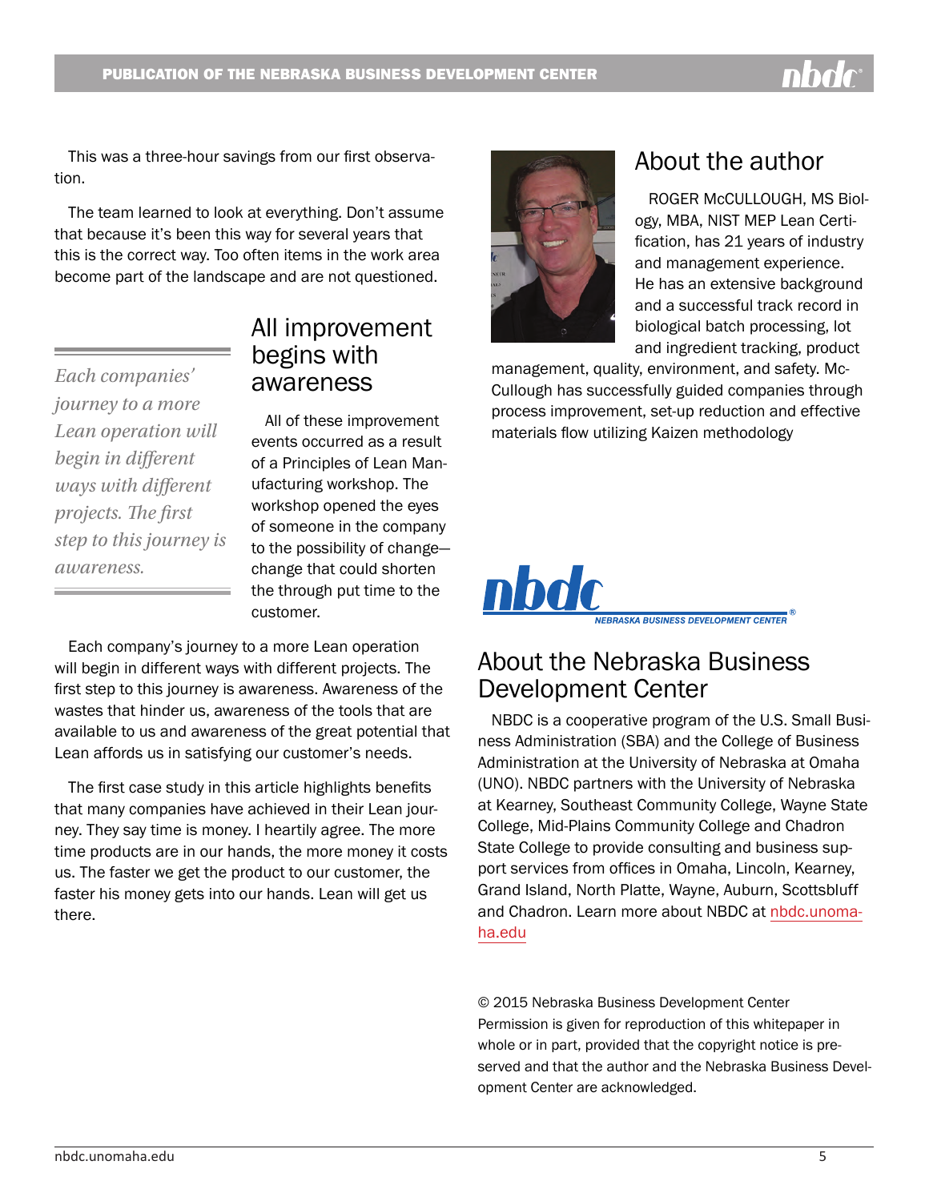This was a three-hour savings from our first observation.

The team learned to look at everything. Don't assume that because it's been this way for several years that this is the correct way. Too often items in the work area become part of the landscape and are not questioned.

*Each companies' journey to a more Lean operation will begin in different ways with different projects. The first step to this journey is awareness.*

## All improvement begins with awareness

All of these improvement events occurred as a result of a Principles of Lean Manufacturing workshop. The workshop opened the eyes of someone in the company to the possibility of change—change that could shorten the through put time to the customer.

Each company's journey to a more Lean operation will begin in different ways with different projects. The first step to this journey is awareness. Awareness of the wastes that hinder us, awareness of the tools that are available to us and awareness of the great potential that Lean affords us in satisfying our customer's needs.

The first case study in this article highlights benefits that many companies have achieved in their Lean journey. They say time is money. I heartily agree. The more time products are in our hands, the more money it costs us. The faster we get the product to our customer, the faster his money gets into our hands. Lean will get us there.

## About the author

ROGER McCULLOUGH, MS Biology, MBA, NIST MEP Lean Certification, has 21 years of industry and management experience. He has an extensive background and a successful track record in biological batch processing, lot and ingredient tracking, product management, quality, environment, and safety. McCullough has successfully guided companies through process improvement, set-up reduction and effective materials flow utilizing Kaizen methodology

nbdc
NEBRASKA BUSINESS DEVELOPMENT CENTER

## About the Nebraska Business Development Center

NBDC is a cooperative program of the U.S. Small Business Administration (SBA) and the College of Business Administration at the University of Nebraska at Omaha (UNO). NBDC partners with the University of Nebraska at Kearney, Southeast Community College, Wayne State College, Mid-Plains Community College and Chadron State College to provide consulting and business support services from offices in Omaha, Lincoln, Kearney, Grand Island, North Platte, Wayne, Auburn, Scottsbluff and Chadron. Learn more about NBDC at nbdc.unomaha.edu

© 2015 Nebraska Business Development Center
Permission is given for reproduction of this whitepaper in whole or in part, provided that the copyright notice is preserved and that the author and the Nebraska Business Development Center are acknowledged.